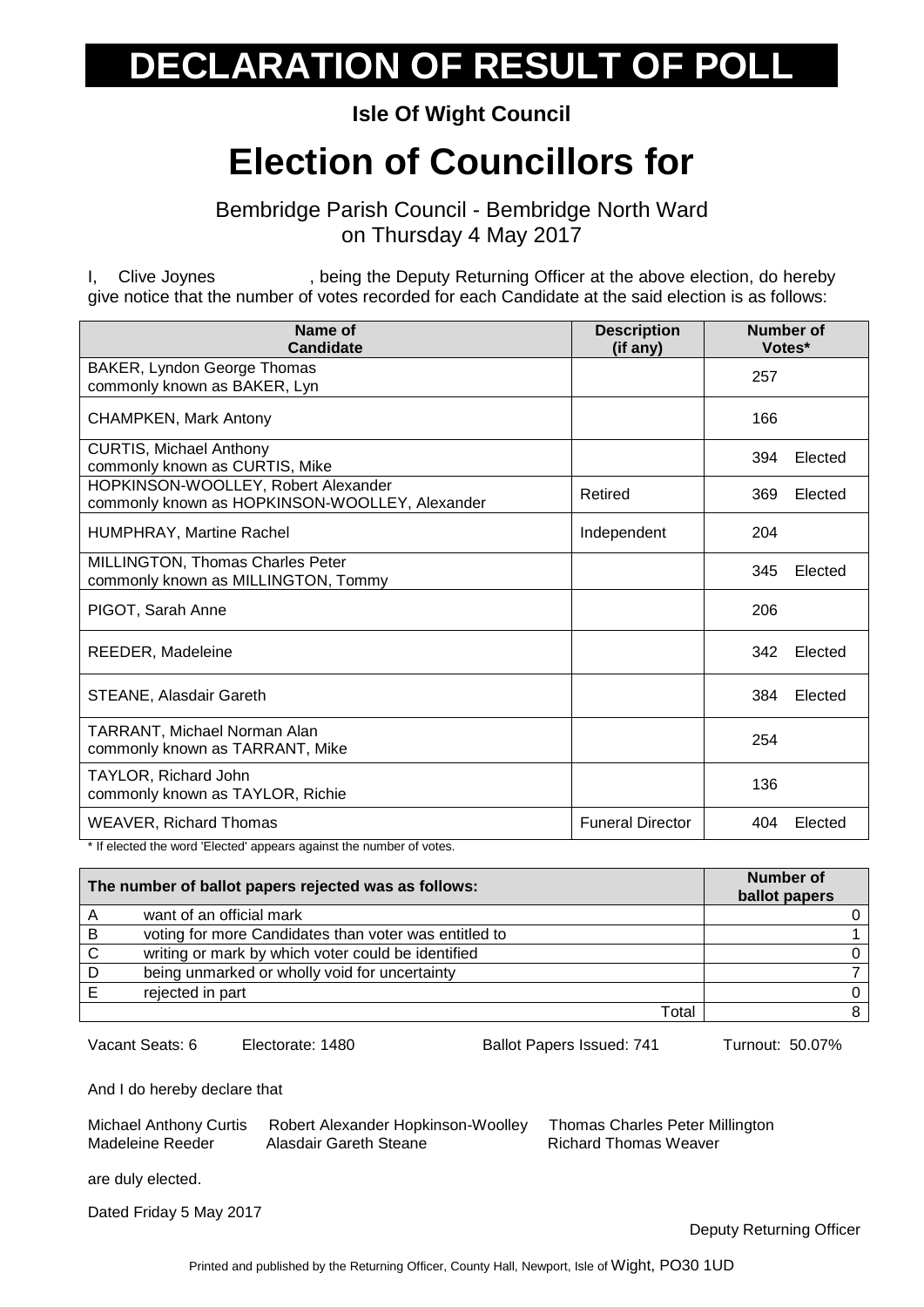# DECLARATION OF RESULT OF POLL

**Isle Of Wight Council**

# Election of Councillors for

Bembridge Parish Council - Bembridge North Ward
on Thursday 4 May 2017

I, Clive Joynes, being the Deputy Returning Officer at the above election, do hereby give notice that the number of votes recorded for each Candidate at the said election is as follows:

| Name of Candidate | Description (if any) | Number of Votes* |
|---|---|---|
| BAKER, Lyndon George Thomas commonly known as BAKER, Lyn | | 257 |
| CHAMPKEN, Mark Antony | | 166 |
| CURTIS, Michael Anthony commonly known as CURTIS, Mike | | 394 Elected |
| HOPKINSON-WOOLLEY, Robert Alexander commonly known as HOPKINSON-WOOLLEY, Alexander | Retired | 369 Elected |
| HUMPHRAY, Martine Rachel | Independent | 204 |
| MILLINGTON, Thomas Charles Peter commonly known as MILLINGTON, Tommy | | 345 Elected |
| PIGOT, Sarah Anne | | 206 |
| REEDER, Madeleine | | 342 Elected |
| STEANE, Alasdair Gareth | | 384 Elected |
| TARRANT, Michael Norman Alan commonly known as TARRANT, Mike | | 254 |
| TAYLOR, Richard John commonly known as TAYLOR, Richie | | 136 |
| WEAVER, Richard Thomas | Funeral Director | 404 Elected |

\* If elected the word 'Elected' appears against the number of votes.

| | The number of ballot papers rejected was as follows: | Number of ballot papers |
|---|---|---|
| A | want of an official mark | 0 |
| B | voting for more Candidates than voter was entitled to | 1 |
| C | writing or mark by which voter could be identified | 0 |
| D | being unmarked or wholly void for uncertainty | 7 |
| E | rejected in part | 0 |
| | Total | 8 |

Vacant Seats: 6 Electorate: 1480 Ballot Papers Issued: 741 Turnout: 50.07%

And I do hereby declare that

Michael Anthony Curtis, Robert Alexander Hopkinson-Woolley, Thomas Charles Peter Millington, Madeleine Reeder, Alasdair Gareth Steane, Richard Thomas Weaver

are duly elected.

Dated Friday 5 May 2017

Deputy Returning Officer

Printed and published by the Returning Officer, County Hall, Newport, Isle of Wight, PO30 1UD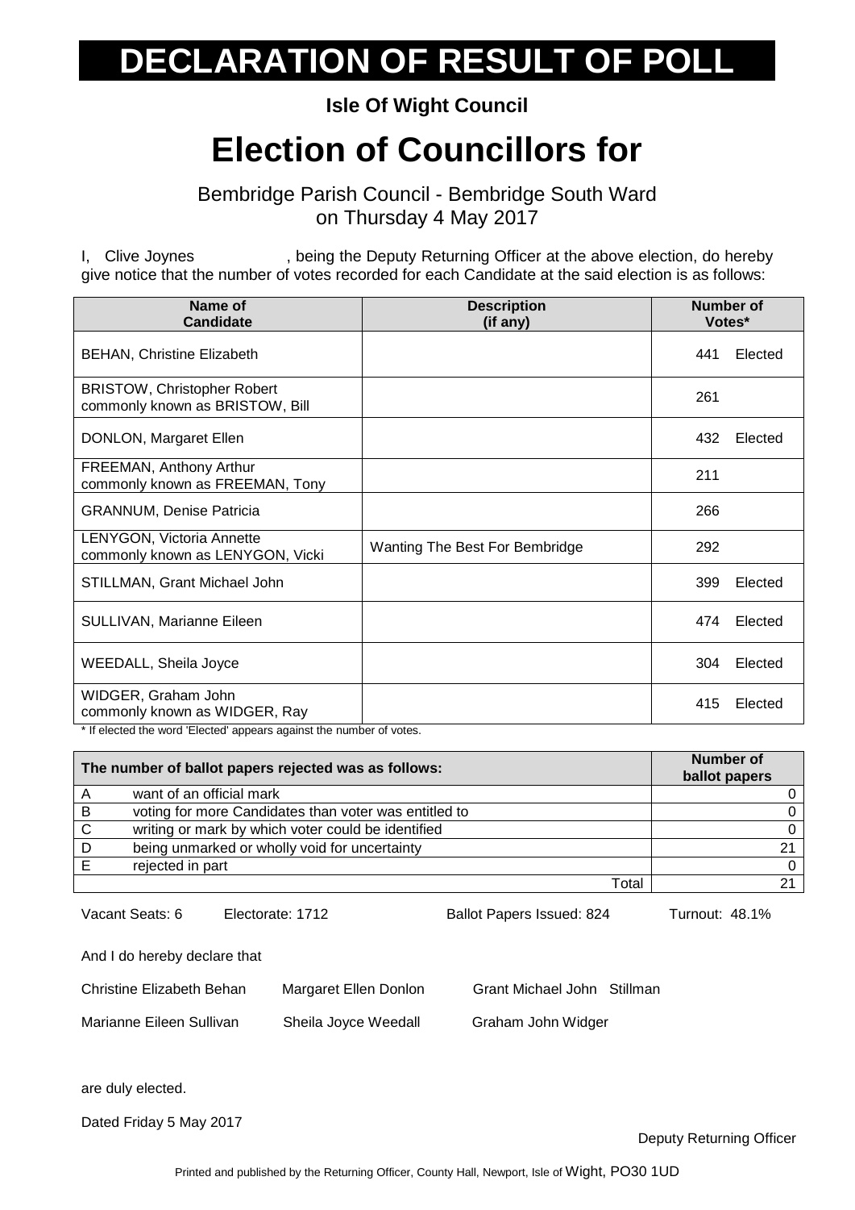# DECLARATION OF RESULT OF POLL

**Isle Of Wight Council**

# Election of Councillors for

Bembridge Parish Council - Bembridge South Ward
on Thursday 4 May 2017

I, Clive Joynes, being the Deputy Returning Officer at the above election, do hereby give notice that the number of votes recorded for each Candidate at the said election is as follows:

| Name of Candidate | Description (if any) | Number of Votes* |
|---|---|---|
| BEHAN, Christine Elizabeth | | 441 Elected |
| BRISTOW, Christopher Robert commonly known as BRISTOW, Bill | | 261 |
| DONLON, Margaret Ellen | | 432 Elected |
| FREEMAN, Anthony Arthur commonly known as FREEMAN, Tony | | 211 |
| GRANNUM, Denise Patricia | | 266 |
| LENYGON, Victoria Annette commonly known as LENYGON, Vicki | Wanting The Best For Bembridge | 292 |
| STILLMAN, Grant Michael John | | 399 Elected |
| SULLIVAN, Marianne Eileen | | 474 Elected |
| WEEDALL, Sheila Joyce | | 304 Elected |
| WIDGER, Graham John commonly known as WIDGER, Ray | | 415 Elected |

* If elected the word 'Elected' appears against the number of votes.

| | The number of ballot papers rejected was as follows: | Number of ballot papers |
|---|---|---|
| A | want of an official mark | 0 |
| B | voting for more Candidates than voter was entitled to | 0 |
| C | writing or mark by which voter could be identified | 0 |
| D | being unmarked or wholly void for uncertainty | 21 |
| E | rejected in part | 0 |
| | Total | 21 |

Vacant Seats: 6 Electorate: 1712 Ballot Papers Issued: 824 Turnout: 48.1%

And I do hereby declare that

Christine Elizabeth Behan, Margaret Ellen Donlon, Grant Michael John Stillman, Marianne Eileen Sullivan, Sheila Joyce Weedall, Graham John Widger

are duly elected.

Dated Friday 5 May 2017

Deputy Returning Officer

Printed and published by the Returning Officer, County Hall, Newport, Isle of Wight, PO30 1UD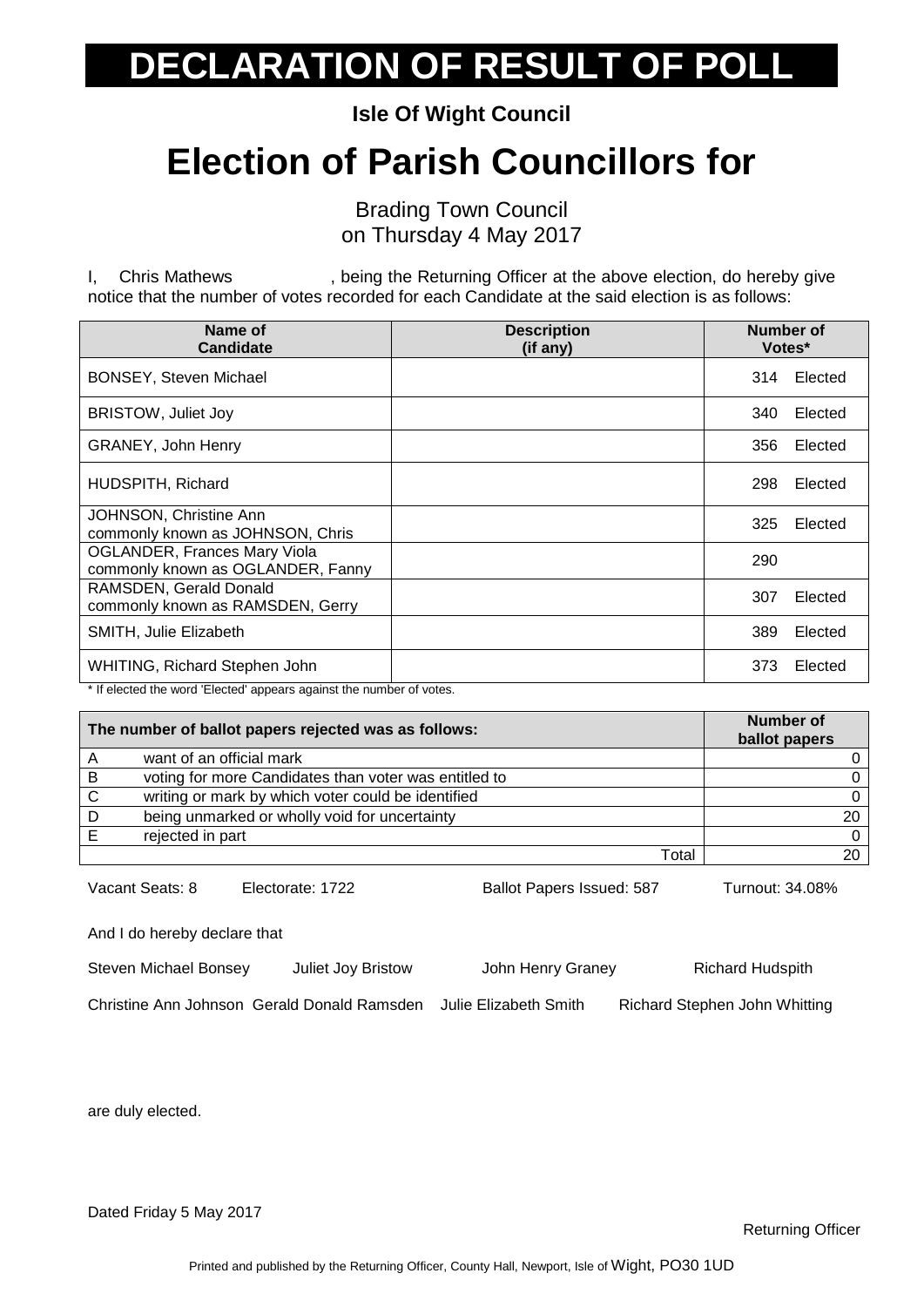# DECLARATION OF RESULT OF POLL

**Isle Of Wight Council**

# Election of Parish Councillors for

Brading Town Council
on Thursday 4 May 2017

I, Chris Mathews , being the Returning Officer at the above election, do hereby give notice that the number of votes recorded for each Candidate at the said election is as follows:

| Name of Candidate | Description (if any) | Number of Votes* |
|---|---|---|
| BONSEY, Steven Michael | | 314 Elected |
| BRISTOW, Juliet Joy | | 340 Elected |
| GRANEY, John Henry | | 356 Elected |
| HUDSPITH, Richard | | 298 Elected |
| JOHNSON, Christine Ann commonly known as JOHNSON, Chris | | 325 Elected |
| OGLANDER, Frances Mary Viola commonly known as OGLANDER, Fanny | | 290 |
| RAMSDEN, Gerald Donald commonly known as RAMSDEN, Gerry | | 307 Elected |
| SMITH, Julie Elizabeth | | 389 Elected |
| WHITING, Richard Stephen John | | 373 Elected |

* If elected the word 'Elected' appears against the number of votes.

| | The number of ballot papers rejected was as follows: | Number of ballot papers |
|---|---|---|
| A | want of an official mark | 0 |
| B | voting for more Candidates than voter was entitled to | 0 |
| C | writing or mark by which voter could be identified | 0 |
| D | being unmarked or wholly void for uncertainty | 20 |
| E | rejected in part | 0 |
| | Total | 20 |

Vacant Seats: 8 Electorate: 1722 Ballot Papers Issued: 587 Turnout: 34.08%

And I do hereby declare that

Steven Michael Bonsey Juliet Joy Bristow John Henry Graney Richard Hudspith

Christine Ann Johnson Gerald Donald Ramsden Julie Elizabeth Smith Richard Stephen John Whitting

are duly elected.

Dated Friday 5 May 2017

Returning Officer

Printed and published by the Returning Officer, County Hall, Newport, Isle of Wight, PO30 1UD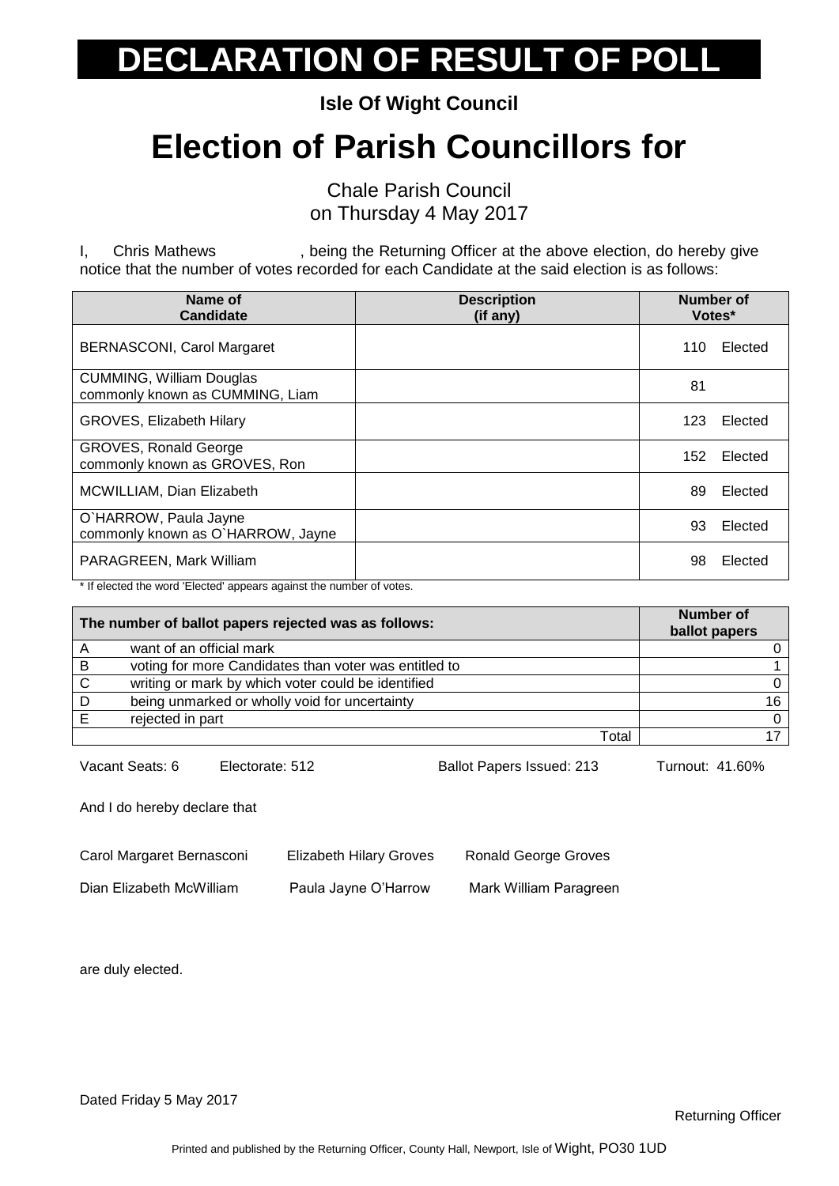# DECLARATION OF RESULT OF POLL

**Isle Of Wight Council**

# Election of Parish Councillors for

Chale Parish Council
on Thursday 4 May 2017

I, Chris Mathews, being the Returning Officer at the above election, do hereby give notice that the number of votes recorded for each Candidate at the said election is as follows:

| Name of Candidate | Description (if any) | Number of Votes* |
|---|---|---|
| BERNASCONI, Carol Margaret | | 110 Elected |
| CUMMING, William Douglas commonly known as CUMMING, Liam | | 81 |
| GROVES, Elizabeth Hilary | | 123 Elected |
| GROVES, Ronald George commonly known as GROVES, Ron | | 152 Elected |
| MCWILLIAM, Dian Elizabeth | | 89 Elected |
| O`HARROW, Paula Jayne commonly known as O`HARROW, Jayne | | 93 Elected |
| PARAGREEN, Mark William | | 98 Elected |

\* If elected the word 'Elected' appears against the number of votes.

| | The number of ballot papers rejected was as follows: | Number of ballot papers |
|---|---|---|
| A | want of an official mark | 0 |
| B | voting for more Candidates than voter was entitled to | 1 |
| C | writing or mark by which voter could be identified | 0 |
| D | being unmarked or wholly void for uncertainty | 16 |
| E | rejected in part | 0 |
| | Total | 17 |

Vacant Seats: 6 Electorate: 512 Ballot Papers Issued: 213 Turnout: 41.60%

And I do hereby declare that

Carol Margaret Bernasconi Elizabeth Hilary Groves Ronald George Groves

Dian Elizabeth McWilliam Paula Jayne O'Harrow Mark William Paragreen

are duly elected.

Dated Friday 5 May 2017

Returning Officer

Printed and published by the Returning Officer, County Hall, Newport, Isle of Wight, PO30 1UD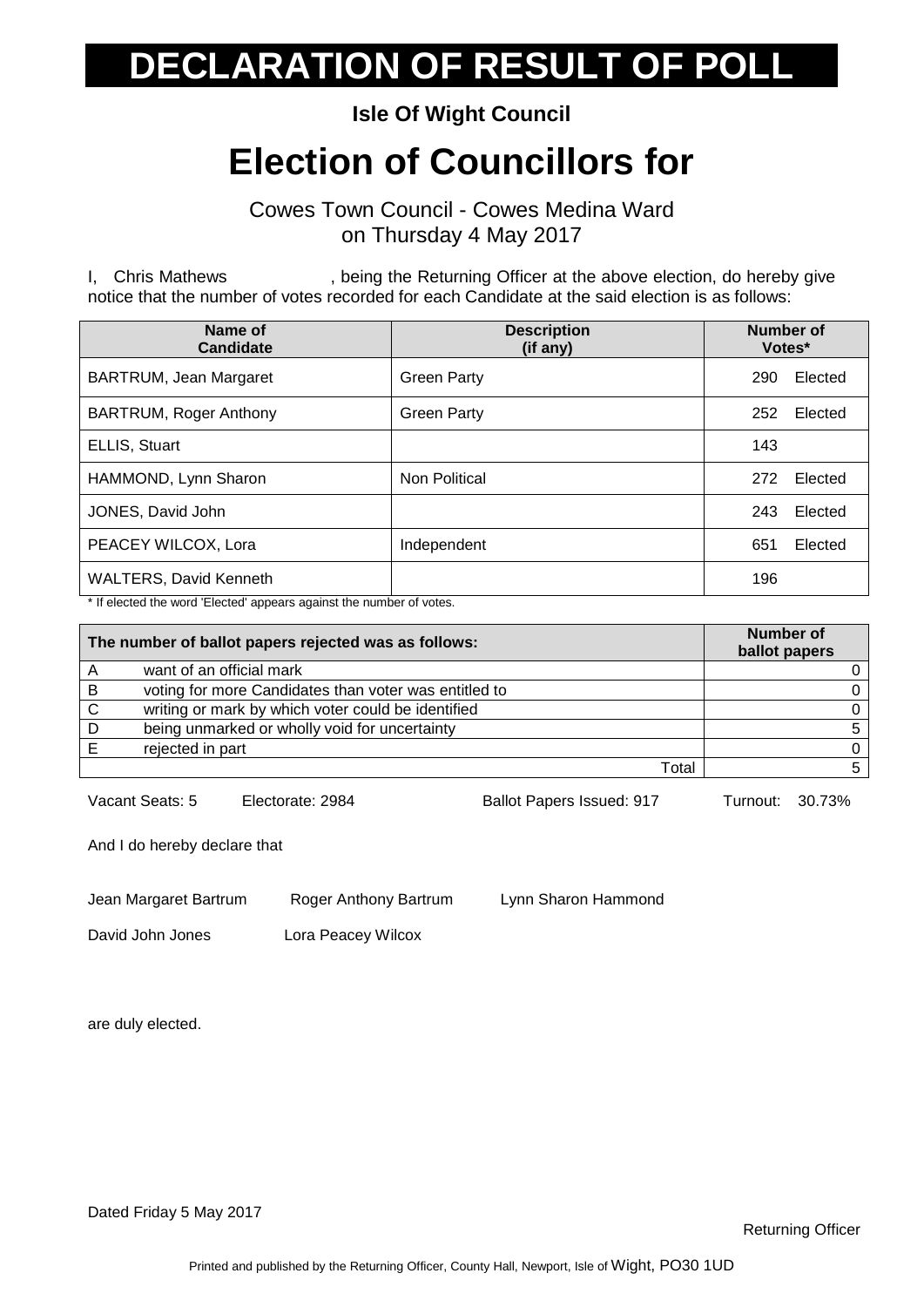# DECLARATION OF RESULT OF POLL

**Isle Of Wight Council**

# Election of Councillors for

Cowes Town Council - Cowes Medina Ward
on Thursday 4 May 2017

I, Chris Mathews , being the Returning Officer at the above election, do hereby give notice that the number of votes recorded for each Candidate at the said election is as follows:

| Name of Candidate | Description (if any) | Number of Votes* |
|---|---|---|
| BARTRUM, Jean Margaret | Green Party | 290 Elected |
| BARTRUM, Roger Anthony | Green Party | 252 Elected |
| ELLIS, Stuart | | 143 |
| HAMMOND, Lynn Sharon | Non Political | 272 Elected |
| JONES, David John | | 243 Elected |
| PEACEY WILCOX, Lora | Independent | 651 Elected |
| WALTERS, David Kenneth | | 196 |

* If elected the word 'Elected' appears against the number of votes.

| | The number of ballot papers rejected was as follows: | Number of ballot papers |
|---|---|---|
| A | want of an official mark | 0 |
| B | voting for more Candidates than voter was entitled to | 0 |
| C | writing or mark by which voter could be identified | 0 |
| D | being unmarked or wholly void for uncertainty | 5 |
| E | rejected in part | 0 |
| | Total | 5 |

Vacant Seats: 5 Electorate: 2984 Ballot Papers Issued: 917 Turnout: 30.73%

And I do hereby declare that

Jean Margaret Bartrum Roger Anthony Bartrum Lynn Sharon Hammond

David John Jones Lora Peacey Wilcox

are duly elected.

Dated Friday 5 May 2017

Returning Officer

Printed and published by the Returning Officer, County Hall, Newport, Isle of Wight, PO30 1UD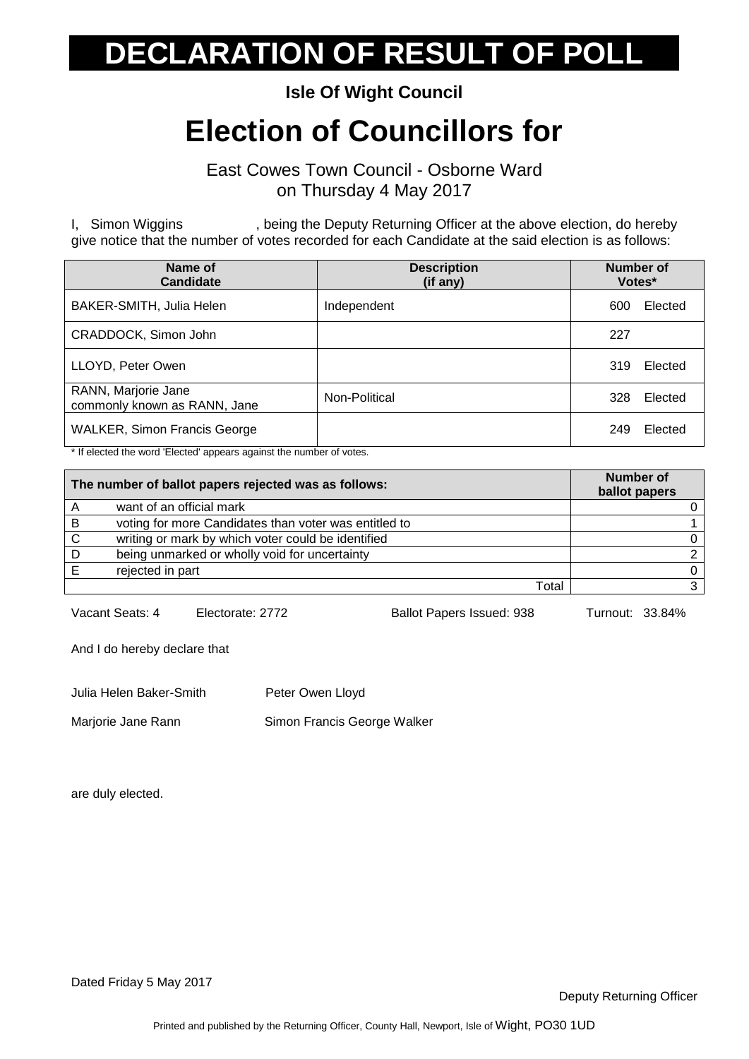# DECLARATION OF RESULT OF POLL

**Isle Of Wight Council**

# Election of Councillors for

East Cowes Town Council - Osborne Ward
on Thursday 4 May 2017

I, Simon Wiggins , being the Deputy Returning Officer at the above election, do hereby give notice that the number of votes recorded for each Candidate at the said election is as follows:

| Name of Candidate | Description (if any) | Number of Votes* |
|---|---|---|
| BAKER-SMITH, Julia Helen | Independent | 600 Elected |
| CRADDOCK, Simon John | | 227 |
| LLOYD, Peter Owen | | 319 Elected |
| RANN, Marjorie Jane commonly known as RANN, Jane | Non-Political | 328 Elected |
| WALKER, Simon Francis George | | 249 Elected |

* If elected the word 'Elected' appears against the number of votes.

| The number of ballot papers rejected was as follows: | | Number of ballot papers |
|---|---|---|
| A | want of an official mark | 0 |
| B | voting for more Candidates than voter was entitled to | 1 |
| C | writing or mark by which voter could be identified | 0 |
| D | being unmarked or wholly void for uncertainty | 2 |
| E | rejected in part | 0 |
| | Total | 3 |

Vacant Seats: 4 Electorate: 2772 Ballot Papers Issued: 938 Turnout: 33.84%

And I do hereby declare that

Julia Helen Baker-Smith Peter Owen Lloyd

Marjorie Jane Rann Simon Francis George Walker

are duly elected.

Dated Friday 5 May 2017

Deputy Returning Officer

Printed and published by the Returning Officer, County Hall, Newport, Isle of Wight, PO30 1UD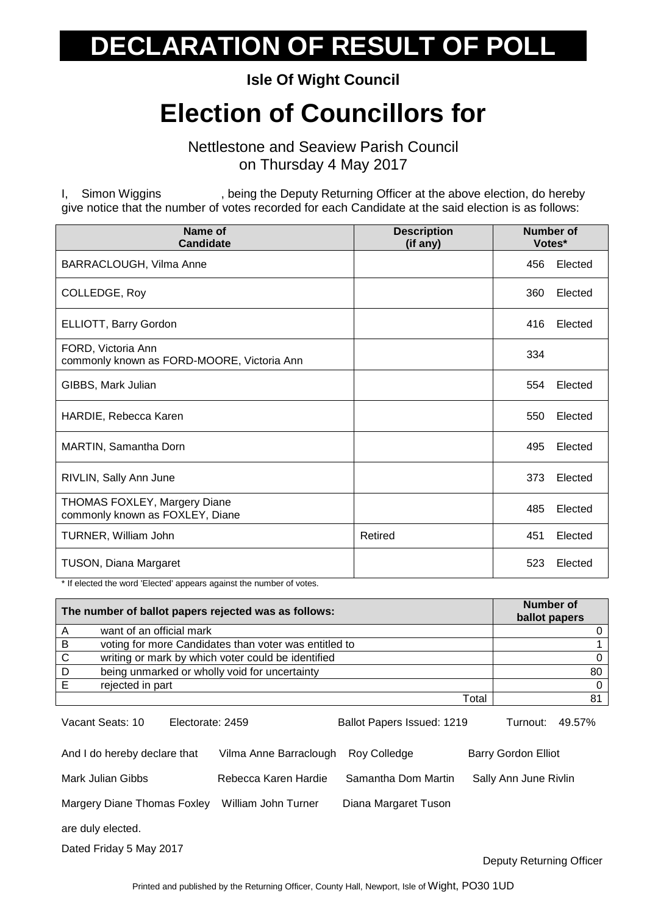# DECLARATION OF RESULT OF POLL

**Isle Of Wight Council**

# Election of Councillors for

Nettlestone and Seaview Parish Council
on Thursday 4 May 2017

I, Simon Wiggins, being the Deputy Returning Officer at the above election, do hereby give notice that the number of votes recorded for each Candidate at the said election is as follows:

| Name of Candidate | Description (if any) | Number of Votes* |
|---|---|---|
| BARRACLOUGH, Vilma Anne | | 456 Elected |
| COLLEDGE, Roy | | 360 Elected |
| ELLIOTT, Barry Gordon | | 416 Elected |
| FORD, Victoria Ann commonly known as FORD-MOORE, Victoria Ann | | 334 |
| GIBBS, Mark Julian | | 554 Elected |
| HARDIE, Rebecca Karen | | 550 Elected |
| MARTIN, Samantha Dorn | | 495 Elected |
| RIVLIN, Sally Ann June | | 373 Elected |
| THOMAS FOXLEY, Margery Diane commonly known as FOXLEY, Diane | | 485 Elected |
| TURNER, William John | Retired | 451 Elected |
| TUSON, Diana Margaret | | 523 Elected |

* If elected the word 'Elected' appears against the number of votes.

| The number of ballot papers rejected was as follows: | | Number of ballot papers |
|---|---|---|
| A | want of an official mark | 0 |
| B | voting for more Candidates than voter was entitled to | 1 |
| C | writing or mark by which voter could be identified | 0 |
| D | being unmarked or wholly void for uncertainty | 80 |
| E | rejected in part | 0 |
| | Total | 81 |

Vacant Seats: 10 Electorate: 2459 Ballot Papers Issued: 1219 Turnout: 49.57%

And I do hereby declare that Vilma Anne Barraclough, Roy Colledge, Barry Gordon Elliot, Mark Julian Gibbs, Rebecca Karen Hardie, Samantha Dom Martin, Sally Ann June Rivlin, Margery Diane Thomas Foxley, William John Turner, Diana Margaret Tuson are duly elected.

Dated Friday 5 May 2017

Deputy Returning Officer

Printed and published by the Returning Officer, County Hall, Newport, Isle of Wight, PO30 1UD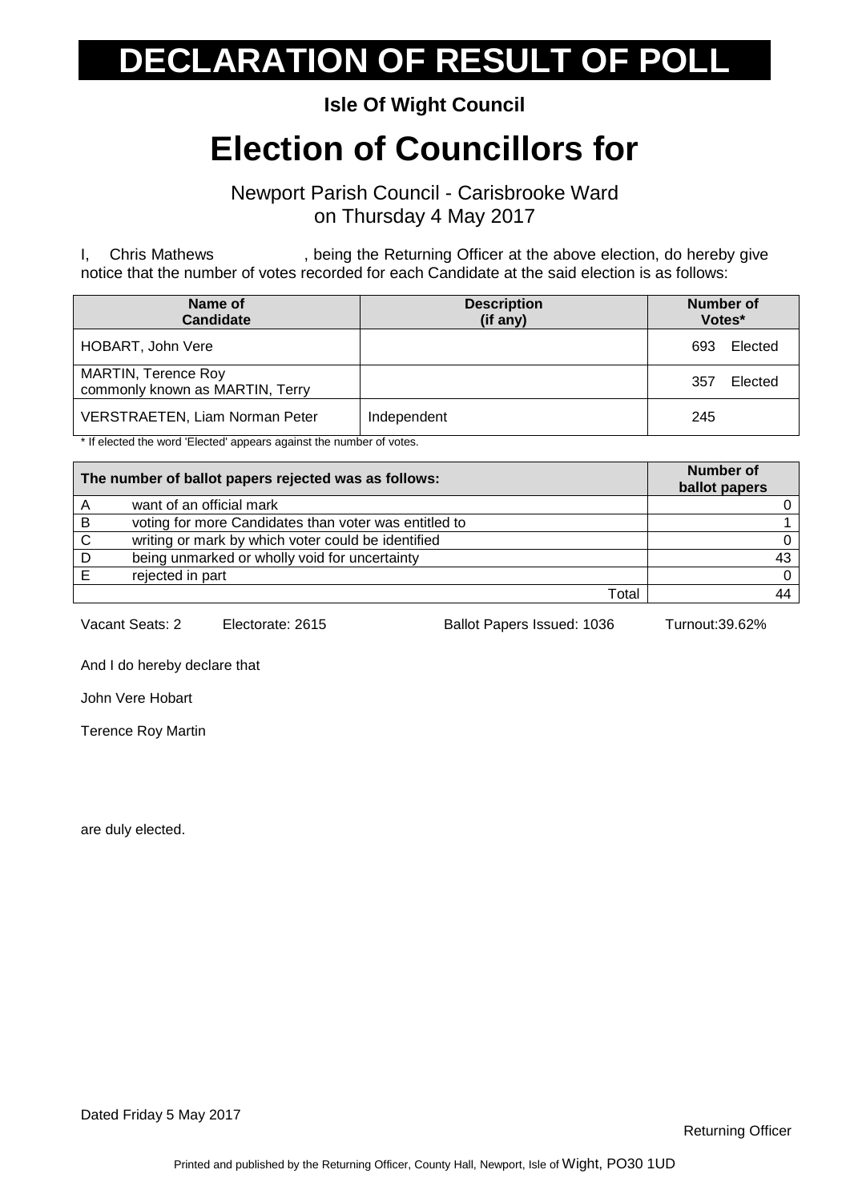# DECLARATION OF RESULT OF POLL

**Isle Of Wight Council**

# Election of Councillors for

Newport Parish Council - Carisbrooke Ward
on Thursday 4 May 2017

I, Chris Mathews , being the Returning Officer at the above election, do hereby give notice that the number of votes recorded for each Candidate at the said election is as follows:

| Name of Candidate | Description (if any) | Number of Votes* |
|---|---|---|
| HOBART, John Vere | | 693 Elected |
| MARTIN, Terence Roy commonly known as MARTIN, Terry | | 357 Elected |
| VERSTRAETEN, Liam Norman Peter | Independent | 245 |

* If elected the word 'Elected' appears against the number of votes.

| The number of ballot papers rejected was as follows: | | Number of ballot papers |
|---|---|---|
| A | want of an official mark | 0 |
| B | voting for more Candidates than voter was entitled to | 1 |
| C | writing or mark by which voter could be identified | 0 |
| D | being unmarked or wholly void for uncertainty | 43 |
| E | rejected in part | 0 |
| | Total | 44 |

Vacant Seats: 2 Electorate: 2615 Ballot Papers Issued: 1036 Turnout:39.62%

And I do hereby declare that

John Vere Hobart

Terence Roy Martin

are duly elected.

Dated Friday 5 May 2017

Returning Officer

Printed and published by the Returning Officer, County Hall, Newport, Isle of Wight, PO30 1UD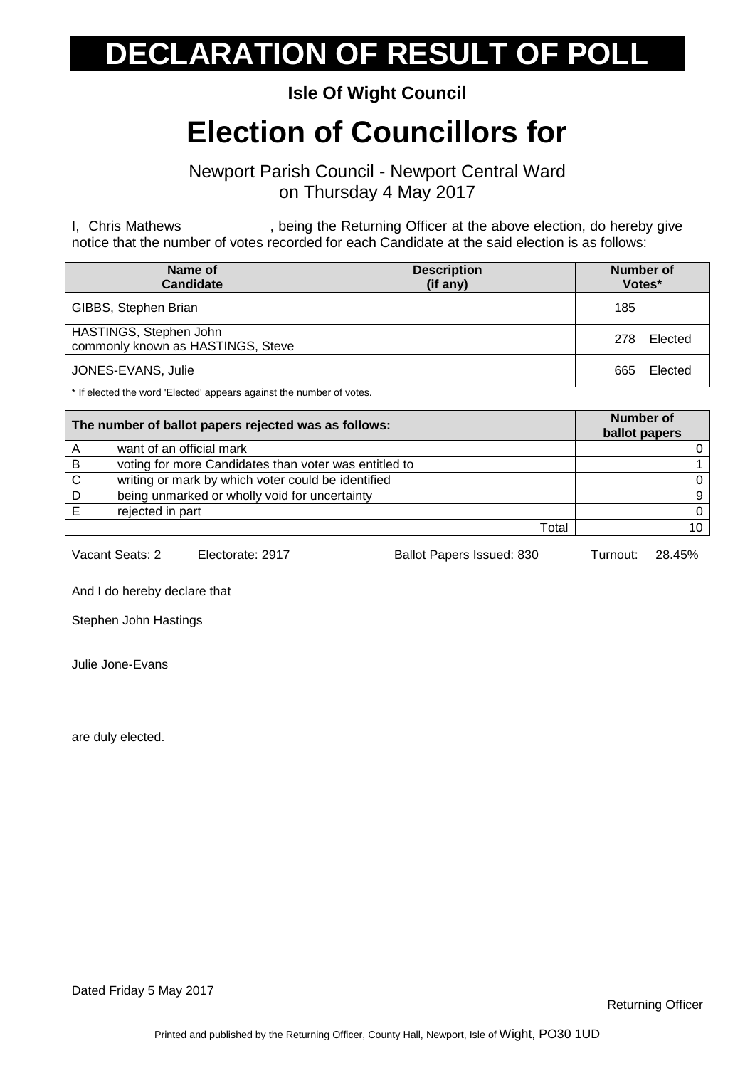# DECLARATION OF RESULT OF POLL

**Isle Of Wight Council**

# Election of Councillors for

Newport Parish Council - Newport Central Ward
on Thursday 4 May 2017

I, Chris Mathews, being the Returning Officer at the above election, do hereby give notice that the number of votes recorded for each Candidate at the said election is as follows:

| Name of Candidate | Description (if any) | Number of Votes* |
|---|---|---|
| GIBBS, Stephen Brian | | 185 |
| HASTINGS, Stephen John commonly known as HASTINGS, Steve | | 278 Elected |
| JONES-EVANS, Julie | | 665 Elected |

* If elected the word 'Elected' appears against the number of votes.

| The number of ballot papers rejected was as follows: | | Number of ballot papers |
|---|---|---|
| A | want of an official mark | 0 |
| B | voting for more Candidates than voter was entitled to | 1 |
| C | writing or mark by which voter could be identified | 0 |
| D | being unmarked or wholly void for uncertainty | 9 |
| E | rejected in part | 0 |
| | Total | 10 |

Vacant Seats: 2 Electorate: 2917 Ballot Papers Issued: 830 Turnout: 28.45%

And I do hereby declare that

Stephen John Hastings

Julie Jone-Evans

are duly elected.

Dated Friday 5 May 2017

Returning Officer

Printed and published by the Returning Officer, County Hall, Newport, Isle of Wight, PO30 1UD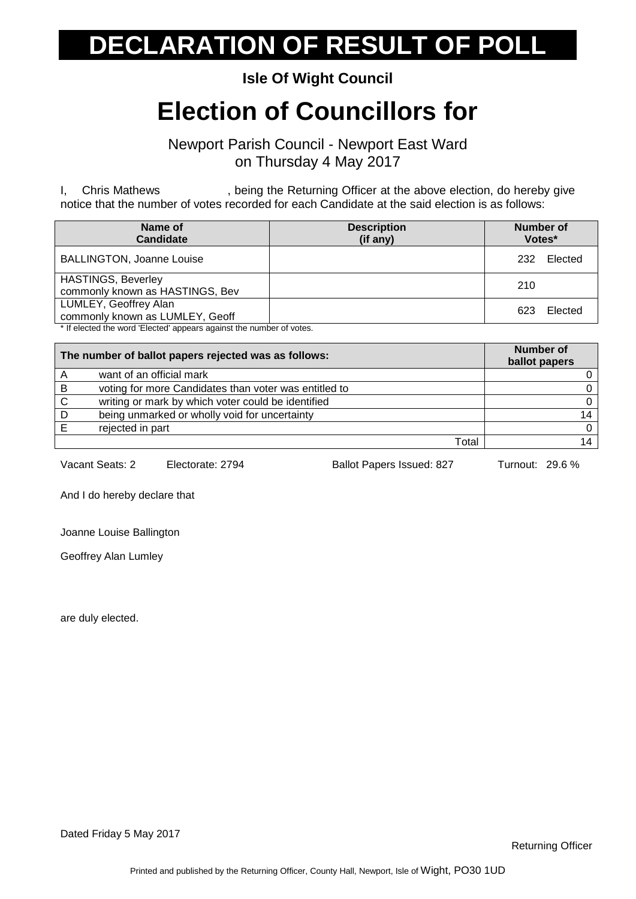# DECLARATION OF RESULT OF POLL

**Isle Of Wight Council**

# Election of Councillors for

Newport Parish Council - Newport East Ward
on Thursday 4 May 2017

I, Chris Mathews, being the Returning Officer at the above election, do hereby give notice that the number of votes recorded for each Candidate at the said election is as follows:

| Name of Candidate | Description (if any) | Number of Votes* |
|---|---|---|
| BALLINGTON, Joanne Louise | | 232 Elected |
| HASTINGS, Beverley commonly known as HASTINGS, Bev | | 210 |
| LUMLEY, Geoffrey Alan commonly known as LUMLEY, Geoff | | 623 Elected |

* If elected the word 'Elected' appears against the number of votes.

| | The number of ballot papers rejected was as follows: | Number of ballot papers |
|---|---|---|
| A | want of an official mark | 0 |
| B | voting for more Candidates than voter was entitled to | 0 |
| C | writing or mark by which voter could be identified | 0 |
| D | being unmarked or wholly void for uncertainty | 14 |
| E | rejected in part | 0 |
| | Total | 14 |

Vacant Seats: 2 Electorate: 2794 Ballot Papers Issued: 827 Turnout: 29.6 %

And I do hereby declare that

Joanne Louise Ballington

Geoffrey Alan Lumley

are duly elected.

Dated Friday 5 May 2017

Returning Officer

Printed and published by the Returning Officer, County Hall, Newport, Isle of Wight, PO30 1UD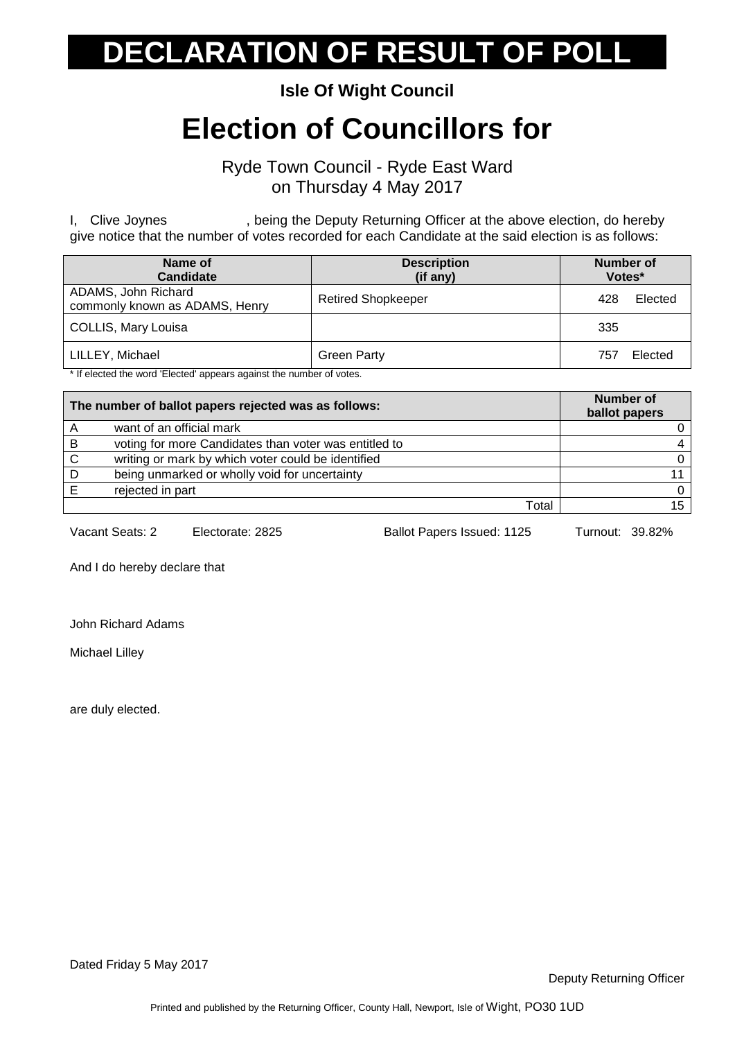# DECLARATION OF RESULT OF POLL

**Isle Of Wight Council**

# Election of Councillors for

Ryde Town Council - Ryde East Ward
on Thursday 4 May 2017

I, Clive Joynes , being the Deputy Returning Officer at the above election, do hereby give notice that the number of votes recorded for each Candidate at the said election is as follows:

| Name of Candidate | Description (if any) | Number of Votes* |
|---|---|---|
| ADAMS, John Richard commonly known as ADAMS, Henry | Retired Shopkeeper | 428 Elected |
| COLLIS, Mary Louisa | | 335 |
| LILLEY, Michael | Green Party | 757 Elected |

\* If elected the word 'Elected' appears against the number of votes.

| | The number of ballot papers rejected was as follows: | Number of ballot papers |
|---|---|---|
| A | want of an official mark | 0 |
| B | voting for more Candidates than voter was entitled to | 4 |
| C | writing or mark by which voter could be identified | 0 |
| D | being unmarked or wholly void for uncertainty | 11 |
| E | rejected in part | 0 |
| | Total | 15 |

Vacant Seats: 2 Electorate: 2825 Ballot Papers Issued: 1125 Turnout: 39.82%

And I do hereby declare that

John Richard Adams

Michael Lilley

are duly elected.

Dated Friday 5 May 2017

Deputy Returning Officer

Printed and published by the Returning Officer, County Hall, Newport, Isle of Wight, PO30 1UD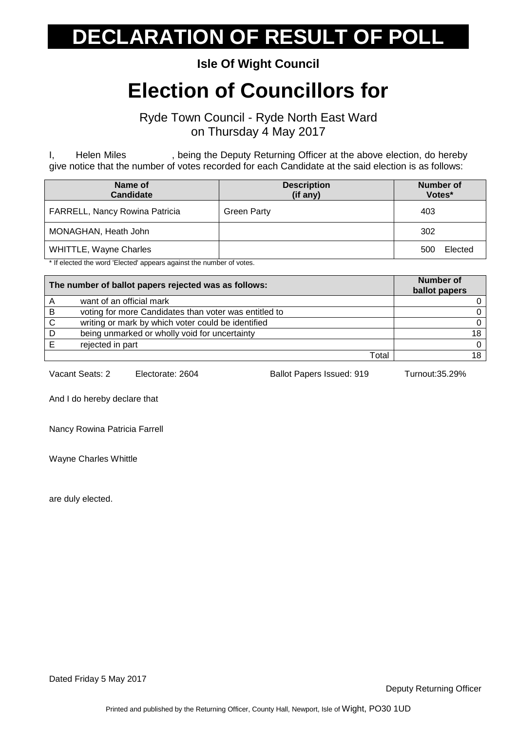# DECLARATION OF RESULT OF POLL

**Isle Of Wight Council**

# Election of Councillors for

Ryde Town Council - Ryde North East Ward
on Thursday 4 May 2017

I, Helen Miles , being the Deputy Returning Officer at the above election, do hereby give notice that the number of votes recorded for each Candidate at the said election is as follows:

| Name of Candidate | Description (if any) | Number of Votes* |
|---|---|---|
| FARRELL, Nancy Rowina Patricia | Green Party | 403 |
| MONAGHAN, Heath John | | 302 |
| WHITTLE, Wayne Charles | | 500 Elected |

* If elected the word 'Elected' appears against the number of votes.

| | The number of ballot papers rejected was as follows: | Number of ballot papers |
|---|---|---|
| A | want of an official mark | 0 |
| B | voting for more Candidates than voter was entitled to | 0 |
| C | writing or mark by which voter could be identified | 0 |
| D | being unmarked or wholly void for uncertainty | 18 |
| E | rejected in part | 0 |
| | Total | 18 |

Vacant Seats: 2 Electorate: 2604 Ballot Papers Issued: 919 Turnout:35.29%

And I do hereby declare that

Nancy Rowina Patricia Farrell

Wayne Charles Whittle

are duly elected.

Dated Friday 5 May 2017

Deputy Returning Officer

Printed and published by the Returning Officer, County Hall, Newport, Isle of Wight, PO30 1UD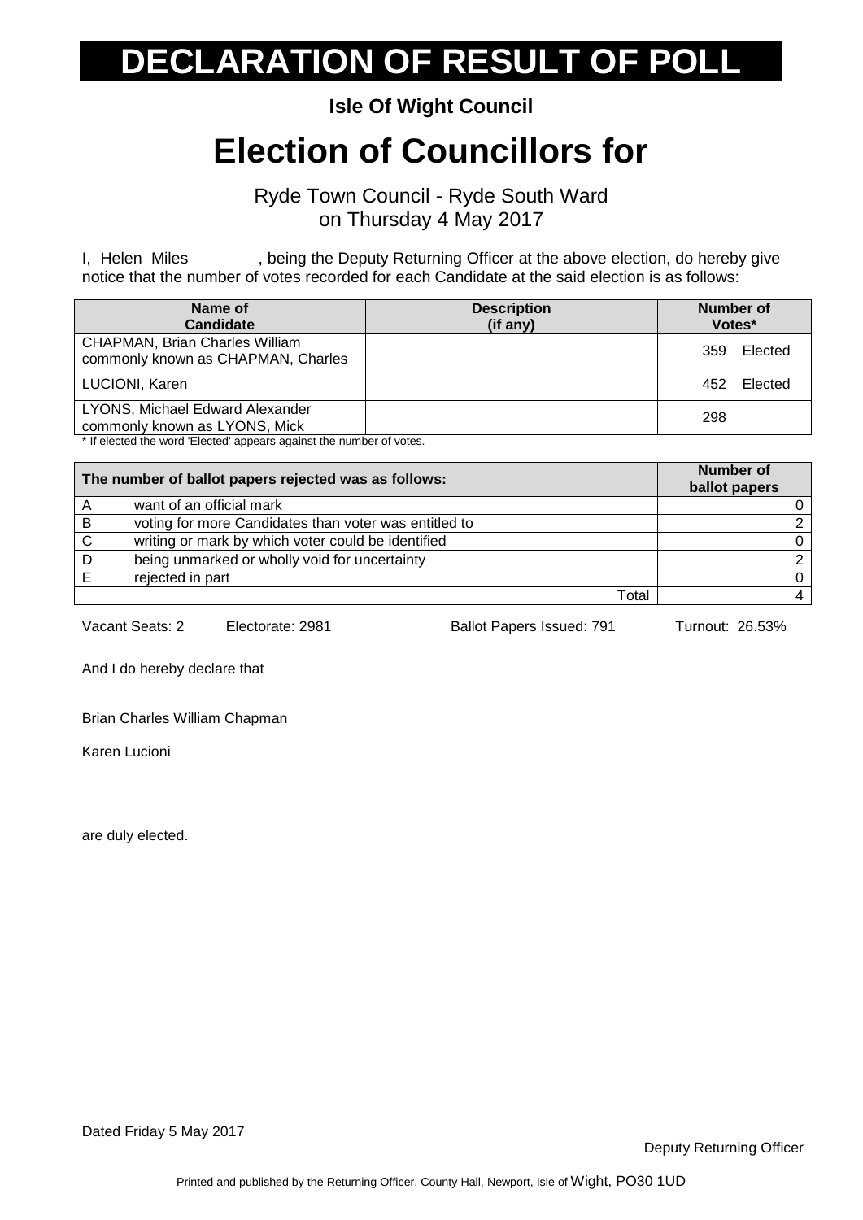# DECLARATION OF RESULT OF POLL

**Isle Of Wight Council**

# Election of Councillors for

Ryde Town Council - Ryde South Ward
on Thursday 4 May 2017

I, Helen Miles, being the Deputy Returning Officer at the above election, do hereby give notice that the number of votes recorded for each Candidate at the said election is as follows:

| Name of Candidate | Description (if any) | Number of Votes* |
|---|---|---|
| CHAPMAN, Brian Charles William commonly known as CHAPMAN, Charles | | 359 Elected |
| LUCIONI, Karen | | 452 Elected |
| LYONS, Michael Edward Alexander commonly known as LYONS, Mick | | 298 |

\* If elected the word 'Elected' appears against the number of votes.

| The number of ballot papers rejected was as follows: | | Number of ballot papers |
|---|---|---|
| A | want of an official mark | 0 |
| B | voting for more Candidates than voter was entitled to | 2 |
| C | writing or mark by which voter could be identified | 0 |
| D | being unmarked or wholly void for uncertainty | 2 |
| E | rejected in part | 0 |
| | Total | 4 |

Vacant Seats: 2 Electorate: 2981 Ballot Papers Issued: 791 Turnout: 26.53%

And I do hereby declare that

Brian Charles William Chapman

Karen Lucioni

are duly elected.

Dated Friday 5 May 2017

Deputy Returning Officer

Printed and published by the Returning Officer, County Hall, Newport, Isle of Wight, PO30 1UD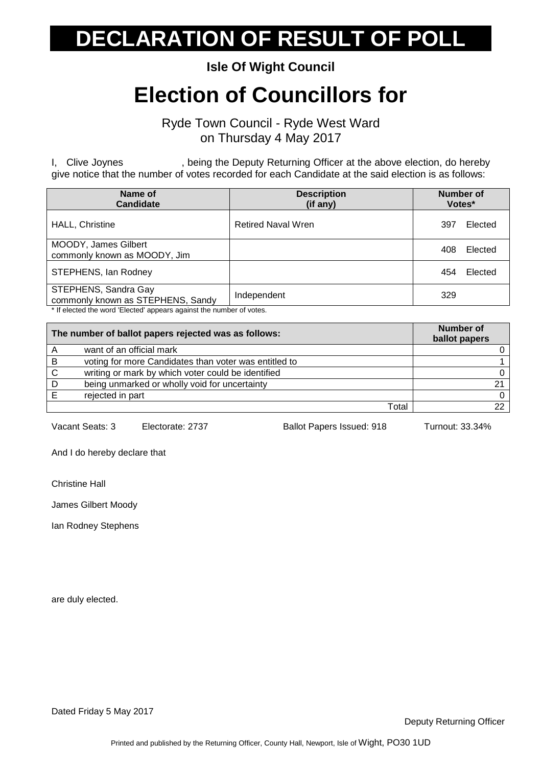# DECLARATION OF RESULT OF POLL

**Isle Of Wight Council**

# Election of Councillors for

Ryde Town Council - Ryde West Ward
on Thursday 4 May 2017

I, Clive Joynes, being the Deputy Returning Officer at the above election, do hereby give notice that the number of votes recorded for each Candidate at the said election is as follows:

| Name of Candidate | Description (if any) | Number of Votes* |
|---|---|---|
| HALL, Christine | Retired Naval Wren | 397 Elected |
| MOODY, James Gilbert commonly known as MOODY, Jim | | 408 Elected |
| STEPHENS, Ian Rodney | | 454 Elected |
| STEPHENS, Sandra Gay commonly known as STEPHENS, Sandy | Independent | 329 |

* If elected the word 'Elected' appears against the number of votes.

| | The number of ballot papers rejected was as follows: | Number of ballot papers |
|---|---|---|
| A | want of an official mark | 0 |
| B | voting for more Candidates than voter was entitled to | 1 |
| C | writing or mark by which voter could be identified | 0 |
| D | being unmarked or wholly void for uncertainty | 21 |
| E | rejected in part | 0 |
| | Total | 22 |

Vacant Seats: 3 Electorate: 2737 Ballot Papers Issued: 918 Turnout: 33.34%

And I do hereby declare that

Christine Hall

James Gilbert Moody

Ian Rodney Stephens

are duly elected.

Dated Friday 5 May 2017

Deputy Returning Officer

Printed and published by the Returning Officer, County Hall, Newport, Isle of Wight, PO30 1UD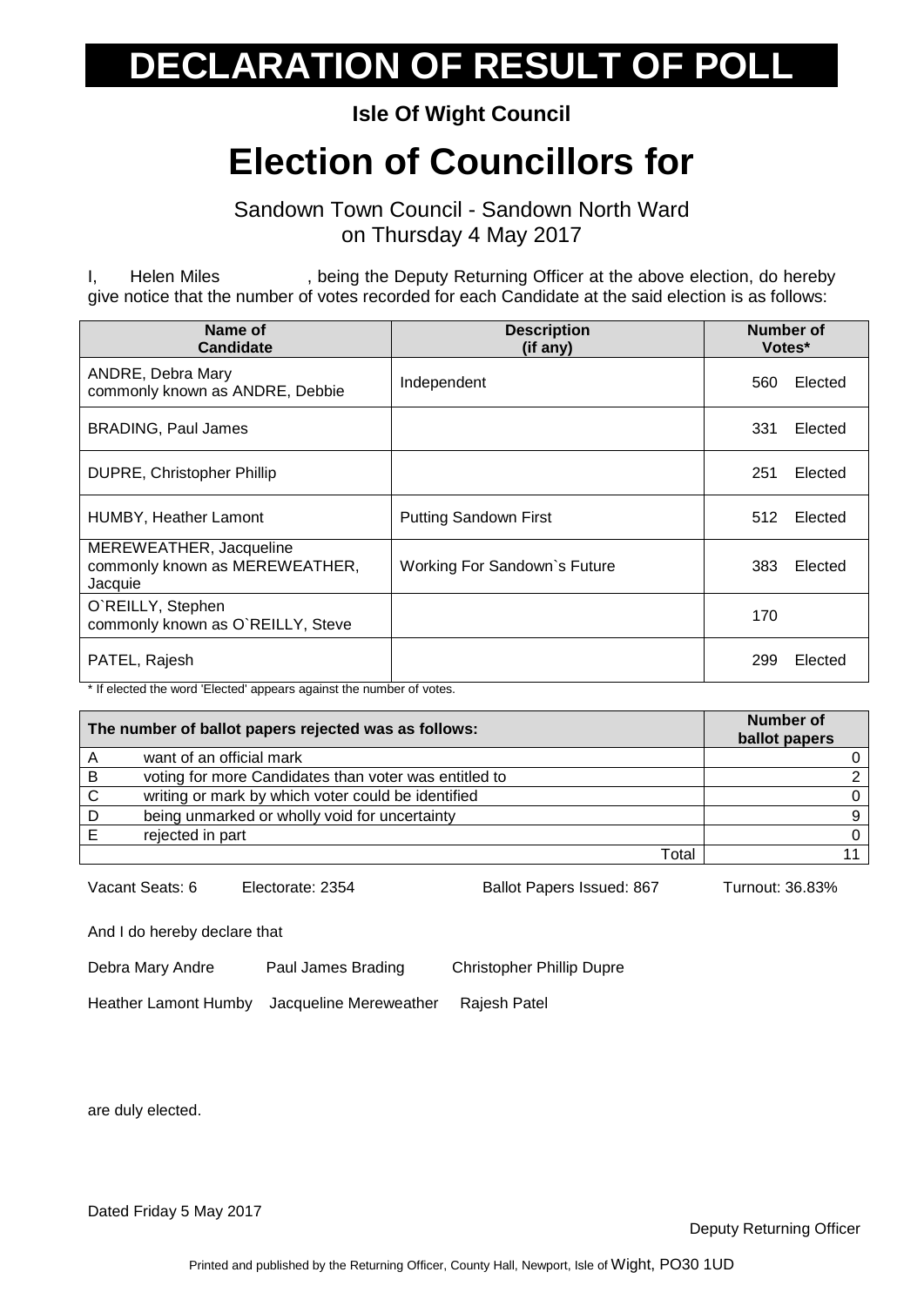# DECLARATION OF RESULT OF POLL

**Isle Of Wight Council**

# Election of Councillors for

Sandown Town Council - Sandown North Ward
on Thursday 4 May 2017

I, Helen Miles, being the Deputy Returning Officer at the above election, do hereby give notice that the number of votes recorded for each Candidate at the said election is as follows:

| Name of Candidate | Description (if any) | Number of Votes* |
|---|---|---|
| ANDRE, Debra Mary commonly known as ANDRE, Debbie | Independent | 560 Elected |
| BRADING, Paul James | | 331 Elected |
| DUPRE, Christopher Phillip | | 251 Elected |
| HUMBY, Heather Lamont | Putting Sandown First | 512 Elected |
| MEREWEATHER, Jacqueline commonly known as MEREWEATHER, Jacquie | Working For Sandown`s Future | 383 Elected |
| O`REILLY, Stephen commonly known as O`REILLY, Steve | | 170 |
| PATEL, Rajesh | | 299 Elected |

* If elected the word 'Elected' appears against the number of votes.

| | The number of ballot papers rejected was as follows: | Number of ballot papers |
|---|---|---|
| A | want of an official mark | 0 |
| B | voting for more Candidates than voter was entitled to | 2 |
| C | writing or mark by which voter could be identified | 0 |
| D | being unmarked or wholly void for uncertainty | 9 |
| E | rejected in part | 0 |
| | Total | 11 |

Vacant Seats: 6 Electorate: 2354 Ballot Papers Issued: 867 Turnout: 36.83%

And I do hereby declare that

Debra Mary Andre Paul James Brading Christopher Phillip Dupre

Heather Lamont Humby Jacqueline Mereweather Rajesh Patel

are duly elected.

Dated Friday 5 May 2017

Deputy Returning Officer

Printed and published by the Returning Officer, County Hall, Newport, Isle of Wight, PO30 1UD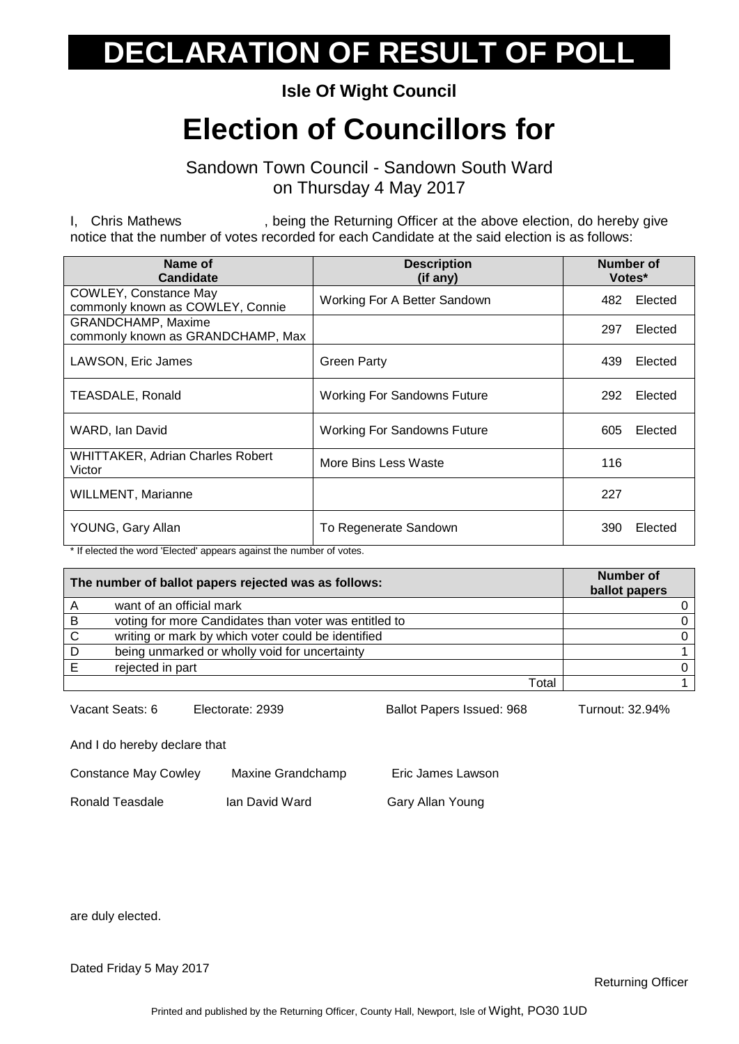# DECLARATION OF RESULT OF POLL

**Isle Of Wight Council**

# Election of Councillors for

Sandown Town Council - Sandown South Ward
on Thursday 4 May 2017

I, Chris Mathews , being the Returning Officer at the above election, do hereby give notice that the number of votes recorded for each Candidate at the said election is as follows:

| Name of Candidate | Description (if any) | Number of Votes* |
|---|---|---|
| COWLEY, Constance May commonly known as COWLEY, Connie | Working For A Better Sandown | 482 Elected |
| GRANDCHAMP, Maxime commonly known as GRANDCHAMP, Max | | 297 Elected |
| LAWSON, Eric James | Green Party | 439 Elected |
| TEASDALE, Ronald | Working For Sandowns Future | 292 Elected |
| WARD, Ian David | Working For Sandowns Future | 605 Elected |
| WHITTAKER, Adrian Charles Robert Victor | More Bins Less Waste | 116 |
| WILLMENT, Marianne | | 227 |
| YOUNG, Gary Allan | To Regenerate Sandown | 390 Elected |

* If elected the word 'Elected' appears against the number of votes.

| | The number of ballot papers rejected was as follows: | Number of ballot papers |
|---|---|---|
| A | want of an official mark | 0 |
| B | voting for more Candidates than voter was entitled to | 0 |
| C | writing or mark by which voter could be identified | 0 |
| D | being unmarked or wholly void for uncertainty | 1 |
| E | rejected in part | 0 |
| | Total | 1 |

Vacant Seats: 6 Electorate: 2939 Ballot Papers Issued: 968 Turnout: 32.94%

And I do hereby declare that

Constance May Cowley Maxine Grandchamp Eric James Lawson

Ronald Teasdale Ian David Ward Gary Allan Young

are duly elected.

Dated Friday 5 May 2017

Returning Officer

Printed and published by the Returning Officer, County Hall, Newport, Isle of Wight, PO30 1UD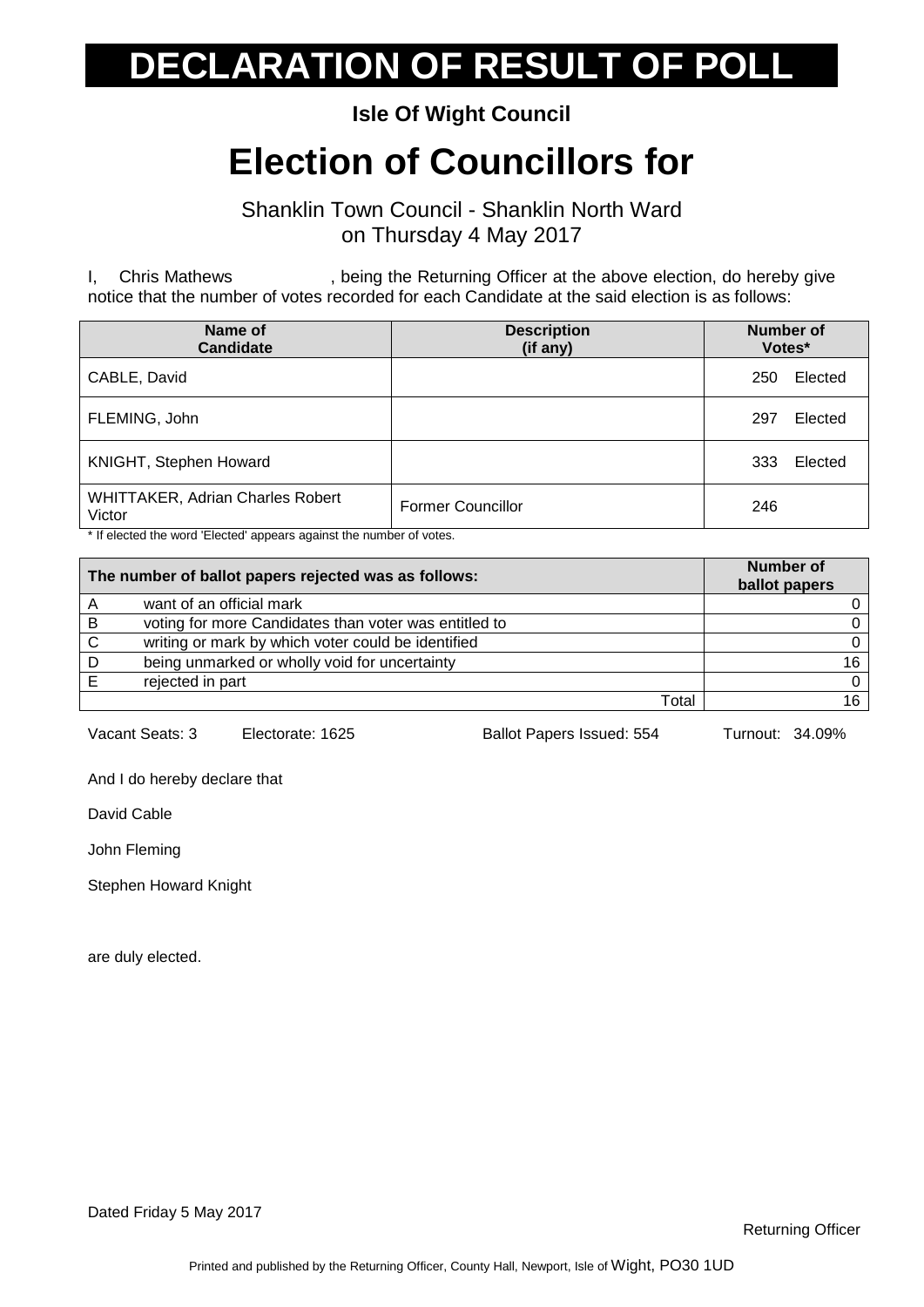# DECLARATION OF RESULT OF POLL

**Isle Of Wight Council**

# Election of Councillors for

Shanklin Town Council - Shanklin North Ward
on Thursday 4 May 2017

I, Chris Mathews , being the Returning Officer at the above election, do hereby give notice that the number of votes recorded for each Candidate at the said election is as follows:

| Name of Candidate | Description (if any) | Number of Votes* |
|---|---|---|
| CABLE, David | | 250 Elected |
| FLEMING, John | | 297 Elected |
| KNIGHT, Stephen Howard | | 333 Elected |
| WHITTAKER, Adrian Charles Robert Victor | Former Councillor | 246 |

* If elected the word 'Elected' appears against the number of votes.

| | The number of ballot papers rejected was as follows: | Number of ballot papers |
|---|---|---|
| A | want of an official mark | 0 |
| B | voting for more Candidates than voter was entitled to | 0 |
| C | writing or mark by which voter could be identified | 0 |
| D | being unmarked or wholly void for uncertainty | 16 |
| E | rejected in part | 0 |
| | Total | 16 |

Vacant Seats: 3 Electorate: 1625 Ballot Papers Issued: 554 Turnout: 34.09%

And I do hereby declare that

David Cable

John Fleming

Stephen Howard Knight

are duly elected.

Dated Friday 5 May 2017

Returning Officer

Printed and published by the Returning Officer, County Hall, Newport, Isle of Wight, PO30 1UD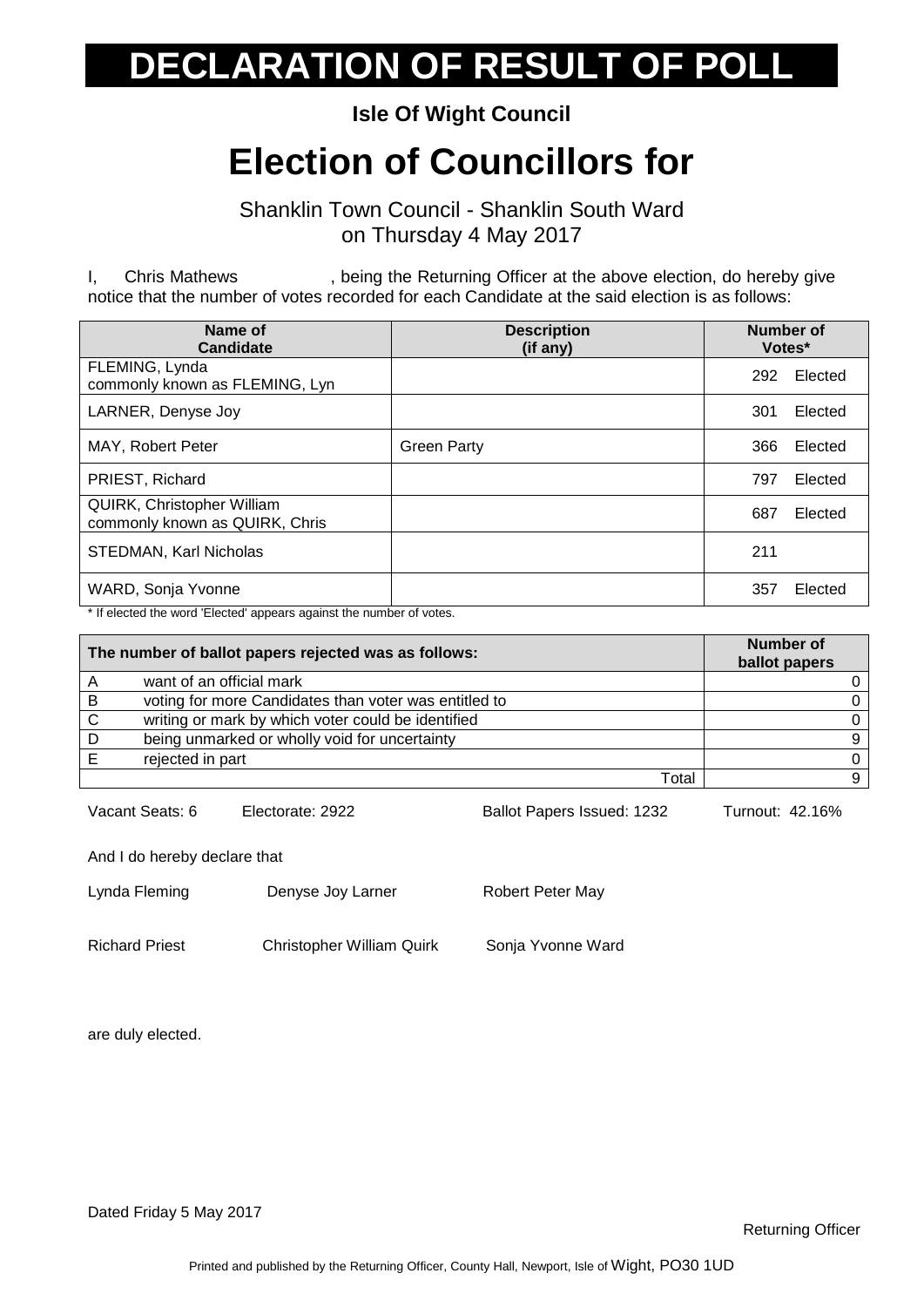# DECLARATION OF RESULT OF POLL

**Isle Of Wight Council**

# Election of Councillors for

Shanklin Town Council - Shanklin South Ward
on Thursday 4 May 2017

I, Chris Mathews , being the Returning Officer at the above election, do hereby give notice that the number of votes recorded for each Candidate at the said election is as follows:

| Name of Candidate | Description (if any) | Number of Votes* |
|---|---|---|
| FLEMING, Lynda commonly known as FLEMING, Lyn | | 292 Elected |
| LARNER, Denyse Joy | | 301 Elected |
| MAY, Robert Peter | Green Party | 366 Elected |
| PRIEST, Richard | | 797 Elected |
| QUIRK, Christopher William commonly known as QUIRK, Chris | | 687 Elected |
| STEDMAN, Karl Nicholas | | 211 |
| WARD, Sonja Yvonne | | 357 Elected |

* If elected the word 'Elected' appears against the number of votes.

| | The number of ballot papers rejected was as follows: | Number of ballot papers |
|---|---|---|
| A | want of an official mark | 0 |
| B | voting for more Candidates than voter was entitled to | 0 |
| C | writing or mark by which voter could be identified | 0 |
| D | being unmarked or wholly void for uncertainty | 9 |
| E | rejected in part | 0 |
| | Total | 9 |

Vacant Seats: 6 Electorate: 2922 Ballot Papers Issued: 1232 Turnout: 42.16%

And I do hereby declare that

Lynda Fleming Denyse Joy Larner Robert Peter May

Richard Priest Christopher William Quirk Sonja Yvonne Ward

are duly elected.

Dated Friday 5 May 2017

Returning Officer

Printed and published by the Returning Officer, County Hall, Newport, Isle of Wight, PO30 1UD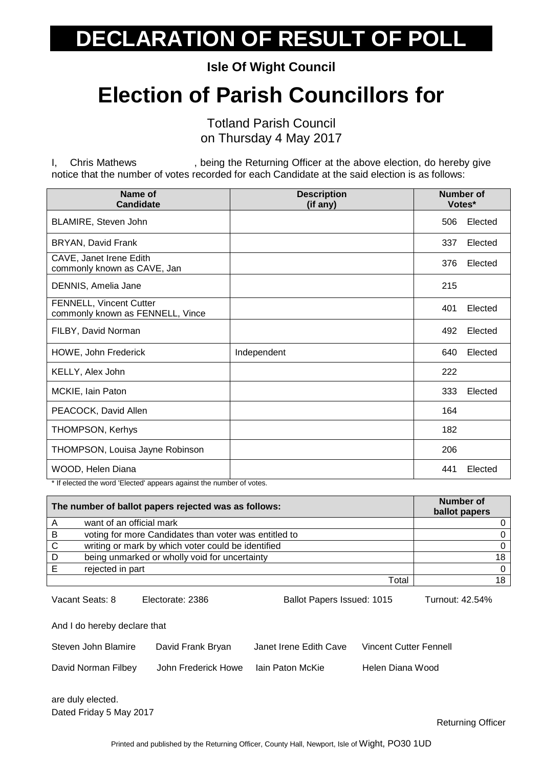# DECLARATION OF RESULT OF POLL

**Isle Of Wight Council**

# Election of Parish Councillors for

Totland Parish Council
on Thursday 4 May 2017

I, Chris Mathews , being the Returning Officer at the above election, do hereby give notice that the number of votes recorded for each Candidate at the said election is as follows:

| Name of Candidate | Description (if any) | Number of Votes* |
|---|---|---|
| BLAMIRE, Steven John | | 506 Elected |
| BRYAN, David Frank | | 337 Elected |
| CAVE, Janet Irene Edith commonly known as CAVE, Jan | | 376 Elected |
| DENNIS, Amelia Jane | | 215 |
| FENNELL, Vincent Cutter commonly known as FENNELL, Vince | | 401 Elected |
| FILBY, David Norman | | 492 Elected |
| HOWE, John Frederick | Independent | 640 Elected |
| KELLY, Alex John | | 222 |
| MCKIE, Iain Paton | | 333 Elected |
| PEACOCK, David Allen | | 164 |
| THOMPSON, Kerhys | | 182 |
| THOMPSON, Louisa Jayne Robinson | | 206 |
| WOOD, Helen Diana | | 441 Elected |

* If elected the word 'Elected' appears against the number of votes.

| | The number of ballot papers rejected was as follows: | Number of ballot papers |
|---|---|---|
| A | want of an official mark | 0 |
| B | voting for more Candidates than voter was entitled to | 0 |
| C | writing or mark by which voter could be identified | 0 |
| D | being unmarked or wholly void for uncertainty | 18 |
| E | rejected in part | 0 |
| | Total | 18 |

Vacant Seats: 8 Electorate: 2386 Ballot Papers Issued: 1015 Turnout: 42.54%

And I do hereby declare that

Steven John Blamire, David Frank Bryan, Janet Irene Edith Cave, Vincent Cutter Fennell, David Norman Filbey, John Frederick Howe, Iain Paton McKie, Helen Diana Wood

are duly elected.

Dated Friday 5 May 2017

Returning Officer

Printed and published by the Returning Officer, County Hall, Newport, Isle of Wight, PO30 1UD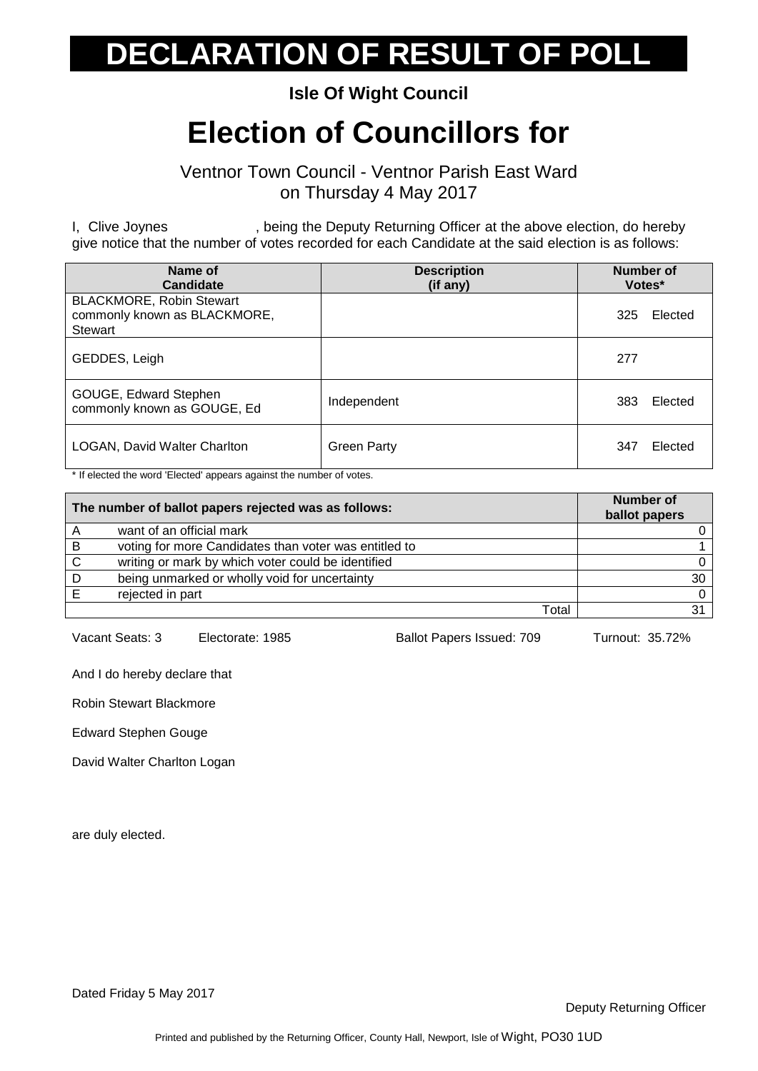# DECLARATION OF RESULT OF POLL

**Isle Of Wight Council**

# Election of Councillors for

Ventnor Town Council - Ventnor Parish East Ward
on Thursday 4 May 2017

I, Clive Joynes , being the Deputy Returning Officer at the above election, do hereby give notice that the number of votes recorded for each Candidate at the said election is as follows:

| Name of Candidate | Description (if any) | Number of Votes* |
|---|---|---|
| BLACKMORE, Robin Stewart commonly known as BLACKMORE, Stewart | | 325 Elected |
| GEDDES, Leigh | | 277 |
| GOUGE, Edward Stephen commonly known as GOUGE, Ed | Independent | 383 Elected |
| LOGAN, David Walter Charlton | Green Party | 347 Elected |

* If elected the word 'Elected' appears against the number of votes.

| The number of ballot papers rejected was as follows: | | Number of ballot papers |
|---|---|---|
| A | want of an official mark | 0 |
| B | voting for more Candidates than voter was entitled to | 1 |
| C | writing or mark by which voter could be identified | 0 |
| D | being unmarked or wholly void for uncertainty | 30 |
| E | rejected in part | 0 |
| | Total | 31 |

Vacant Seats: 3 Electorate: 1985 Ballot Papers Issued: 709 Turnout: 35.72%

And I do hereby declare that

Robin Stewart Blackmore

Edward Stephen Gouge

David Walter Charlton Logan

are duly elected.

Dated Friday 5 May 2017

Deputy Returning Officer

Printed and published by the Returning Officer, County Hall, Newport, Isle of Wight, PO30 1UD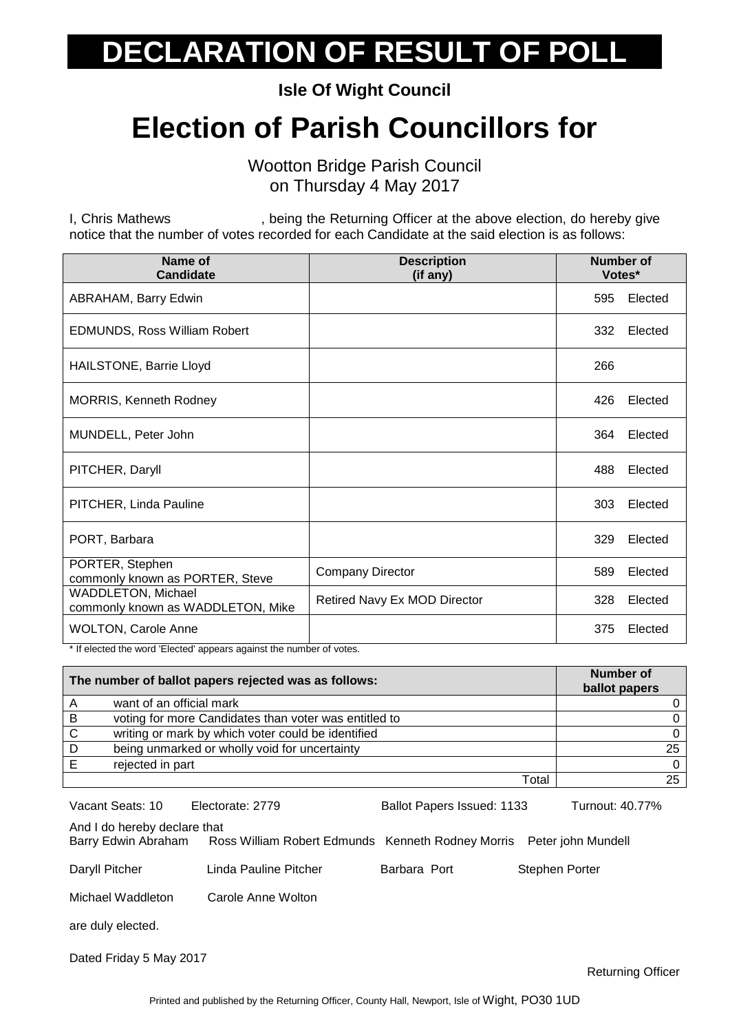# DECLARATION OF RESULT OF POLL

**Isle Of Wight Council**

# Election of Parish Councillors for

Wootton Bridge Parish Council
on Thursday 4 May 2017

I, Chris Mathews, being the Returning Officer at the above election, do hereby give notice that the number of votes recorded for each Candidate at the said election is as follows:

| Name of Candidate | Description (if any) | Number of Votes* |
|---|---|---|
| ABRAHAM, Barry Edwin | | 595 Elected |
| EDMUNDS, Ross William Robert | | 332 Elected |
| HAILSTONE, Barrie Lloyd | | 266 |
| MORRIS, Kenneth Rodney | | 426 Elected |
| MUNDELL, Peter John | | 364 Elected |
| PITCHER, Daryll | | 488 Elected |
| PITCHER, Linda Pauline | | 303 Elected |
| PORT, Barbara | | 329 Elected |
| PORTER, Stephen commonly known as PORTER, Steve | Company Director | 589 Elected |
| WADDLETON, Michael commonly known as WADDLETON, Mike | Retired Navy Ex MOD Director | 328 Elected |
| WOLTON, Carole Anne | | 375 Elected |

\* If elected the word 'Elected' appears against the number of votes.

| The number of ballot papers rejected was as follows: | | Number of ballot papers |
|---|---|---|
| A | want of an official mark | 0 |
| B | voting for more Candidates than voter was entitled to | 0 |
| C | writing or mark by which voter could be identified | 0 |
| D | being unmarked or wholly void for uncertainty | 25 |
| E | rejected in part | 0 |
| | Total | 25 |

Vacant Seats: 10 Electorate: 2779 Ballot Papers Issued: 1133 Turnout: 40.77%

And I do hereby declare that
Barry Edwin Abraham, Ross William Robert Edmunds, Kenneth Rodney Morris, Peter john Mundell, Daryll Pitcher, Linda Pauline Pitcher, Barbara Port, Stephen Porter, Michael Waddleton, Carole Anne Wolton

are duly elected.

Dated Friday 5 May 2017

Returning Officer

Printed and published by the Returning Officer, County Hall, Newport, Isle of Wight, PO30 1UD